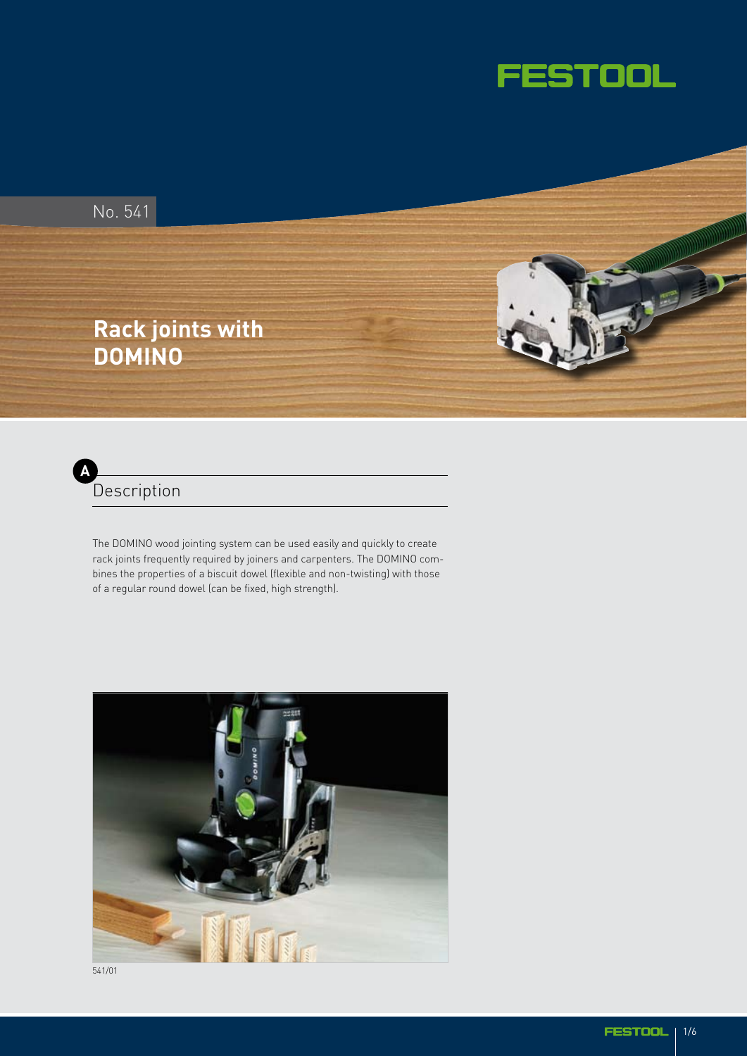No. 541

# Rack joints with DOMINO

## A Description

The DOMINO wood jointing system can be used easily and quickly to create rack joints frequently required by joiners and carpenters. The DOMINO combines the properties of a biscuit dowel (flexible and non-twisting) with those of a regular round dowel (can be fixed, high strength).

541/01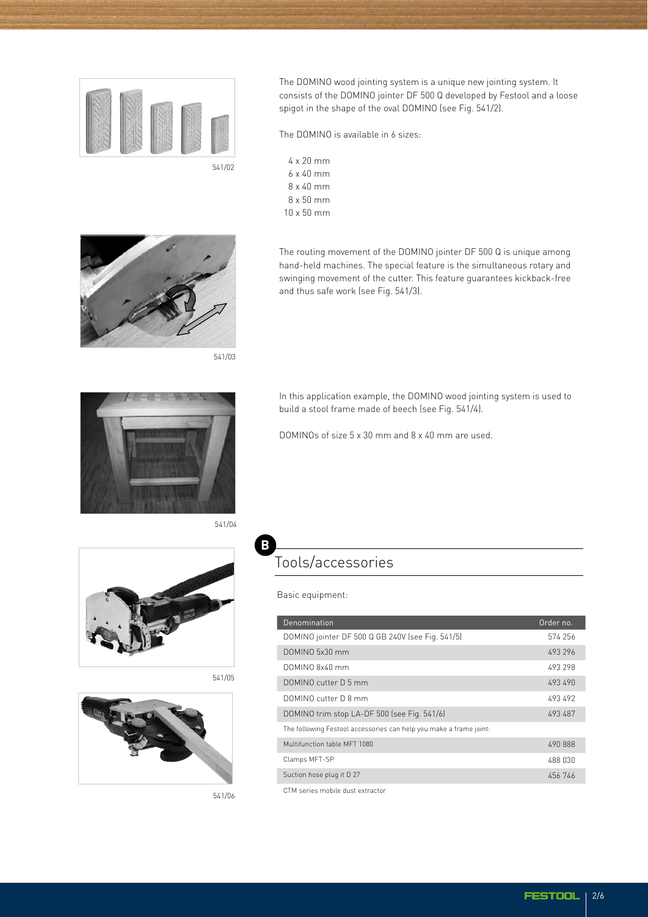541/02

The DOMINO wood jointing system is a unique new jointing system. It consists of the DOMINO jointer DF 500 Q developed by Festool and a loose spigot in the shape of the oval DOMINO (see Fig. 541/2).

The DOMINO is available in 6 sizes:

4 x 20 mm
6 x 40 mm
8 x 40 mm
8 x 50 mm
10 x 50 mm

541/03

The routing movement of the DOMINO jointer DF 500 Q is unique among hand-held machines. The special feature is the simultaneous rotary and swinging movement of the cutter. This feature guarantees kickback-free and thus safe work (see Fig. 541/3).

541/04

In this application example, the DOMINO wood jointing system is used to build a stool frame made of beech (see Fig. 541/4).

DOMINOs of size 5 x 30 mm and 8 x 40 mm are used.

## B Tools/accessories

541/05

541/06

Basic equipment:

| Denomination | Order no. |
|---|---|
| DOMINO jointer DF 500 Q GB 240V (see Fig. 541/5) | 574 256 |
| DOMINO 5x30 mm | 493 296 |
| DOMINO 8x40 mm | 493 298 |
| DOMINO cutter D 5 mm | 493 490 |
| DOMINO cutter D 8 mm | 493 492 |
| DOMINO trim stop LA-DF 500 (see Fig. 541/6) | 493 487 |
| The following Festool accessories can help you make a frame joint: | |
| Multifunction table MFT 1080 | 490 888 |
| Clamps MFT-SP | 488 030 |
| Suction hose plug it D 27 | 456 746 |
| CTM series mobile dust extractor | |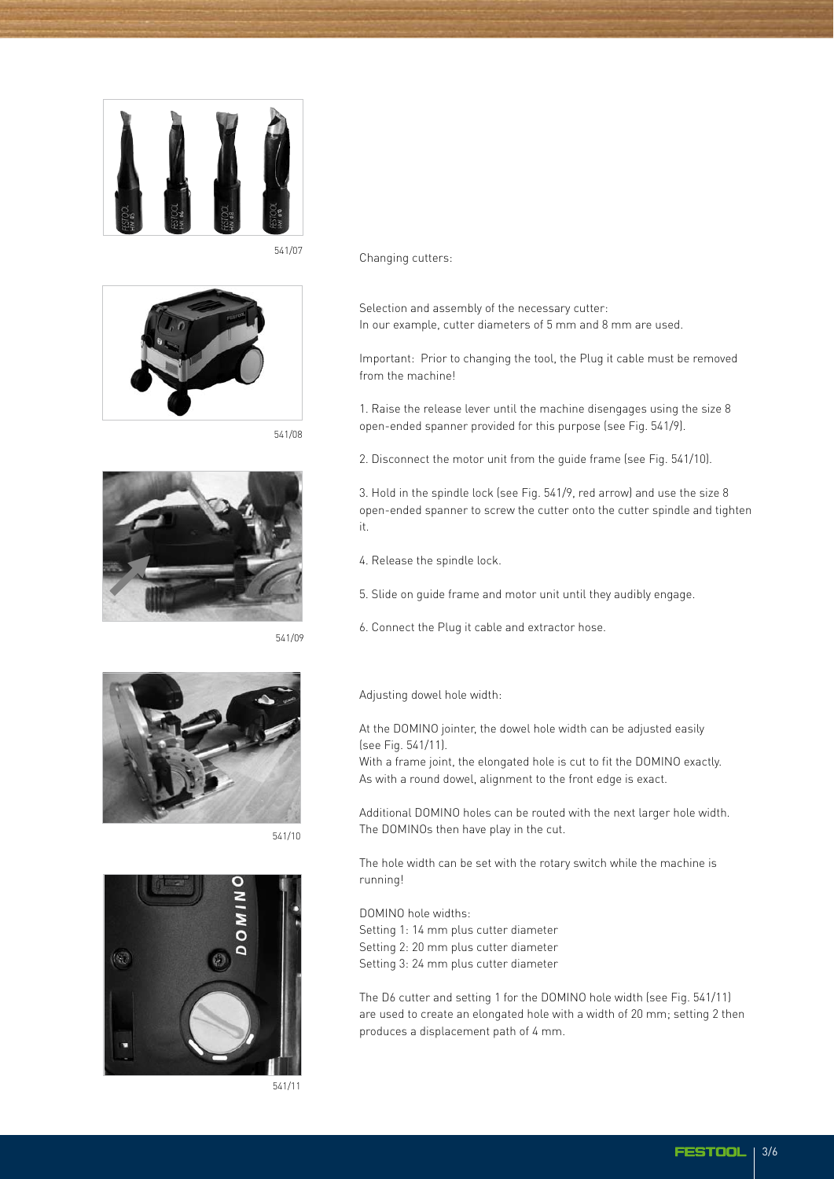541/07

541/08

541/09

541/10

541/11

Changing cutters:

Selection and assembly of the necessary cutter:
In our example, cutter diameters of 5 mm and 8 mm are used.

Important: Prior to changing the tool, the Plug it cable must be removed from the machine!

1. Raise the release lever until the machine disengages using the size 8 open-ended spanner provided for this purpose (see Fig. 541/9).

2. Disconnect the motor unit from the guide frame (see Fig. 541/10).

3. Hold in the spindle lock (see Fig. 541/9, red arrow) and use the size 8 open-ended spanner to screw the cutter onto the cutter spindle and tighten it.

4. Release the spindle lock.

5. Slide on guide frame and motor unit until they audibly engage.

6. Connect the Plug it cable and extractor hose.

Adjusting dowel hole width:

At the DOMINO jointer, the dowel hole width can be adjusted easily (see Fig. 541/11).
With a frame joint, the elongated hole is cut to fit the DOMINO exactly. As with a round dowel, alignment to the front edge is exact.

Additional DOMINO holes can be routed with the next larger hole width. The DOMINOs then have play in the cut.

The hole width can be set with the rotary switch while the machine is running!

DOMINO hole widths:
Setting 1: 14 mm plus cutter diameter
Setting 2: 20 mm plus cutter diameter
Setting 3: 24 mm plus cutter diameter

The D6 cutter and setting 1 for the DOMINO hole width (see Fig. 541/11) are used to create an elongated hole with a width of 20 mm; setting 2 then produces a displacement path of 4 mm.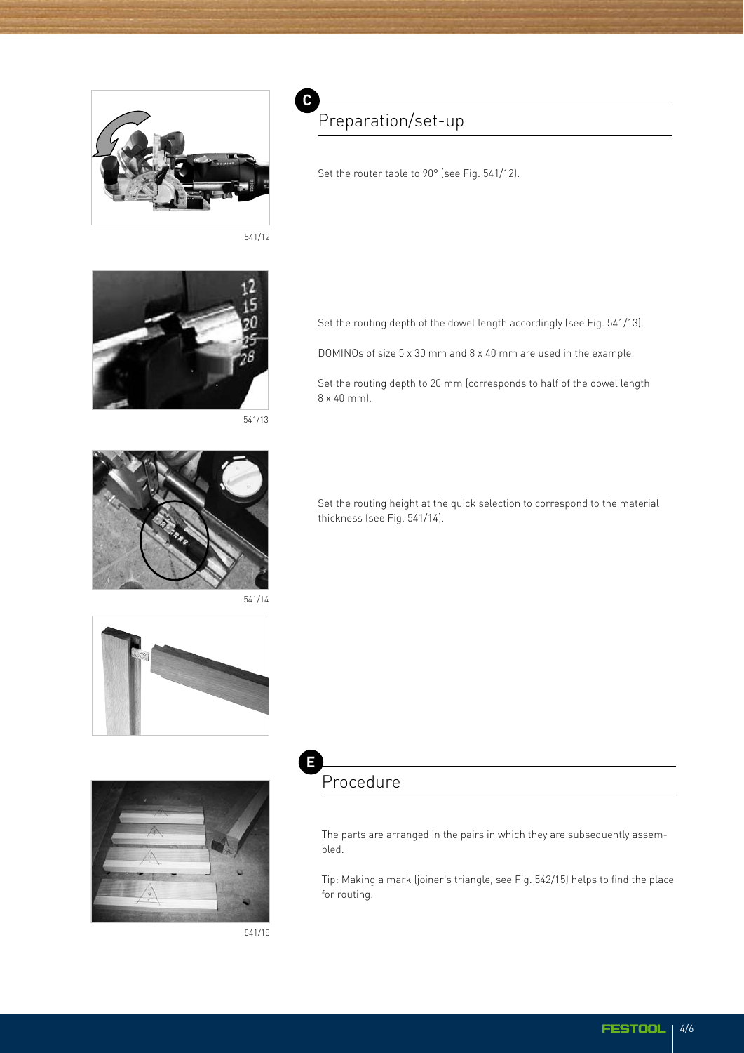541/12

## C Preparation/set-up

Set the router table to 90° (see Fig. 541/12).

541/13

Set the routing depth of the dowel length accordingly (see Fig. 541/13).

DOMINOs of size 5 x 30 mm and 8 x 40 mm are used in the example.

Set the routing depth to 20 mm (corresponds to half of the dowel length 8 x 40 mm).

541/14

Set the routing height at the quick selection to correspond to the material thickness (see Fig. 541/14).

541/15

## E Procedure

The parts are arranged in the pairs in which they are subsequently assembled.

Tip: Making a mark (joiner's triangle, see Fig. 542/15) helps to find the place for routing.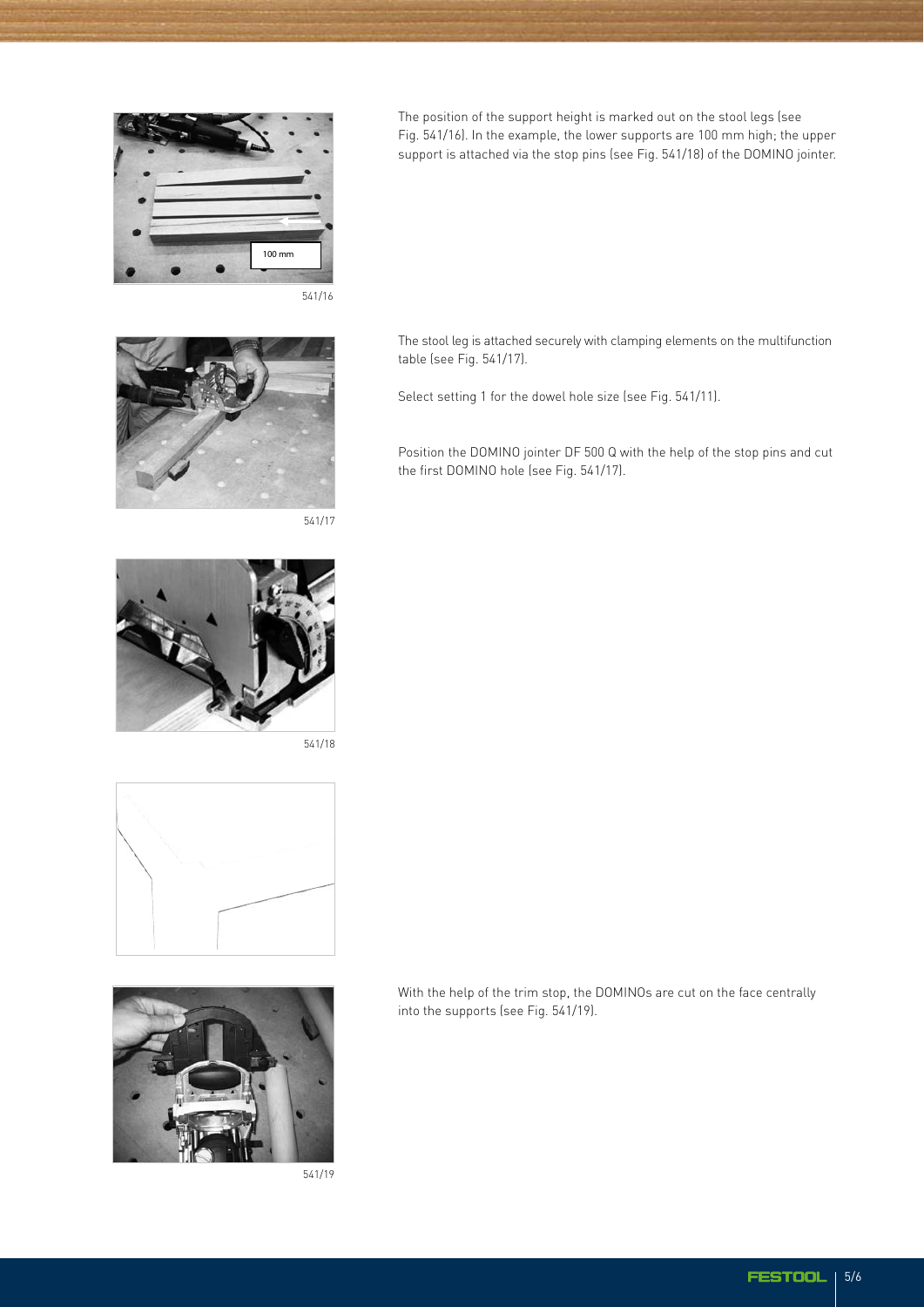100 mm

541/16

The position of the support height is marked out on the stool legs (see Fig. 541/16). In the example, the lower supports are 100 mm high; the upper support is attached via the stop pins (see Fig. 541/18) of the DOMINO jointer.

541/17

The stool leg is attached securely with clamping elements on the multifunction table (see Fig. 541/17).

Select setting 1 for the dowel hole size (see Fig. 541/11).

Position the DOMINO jointer DF 500 Q with the help of the stop pins and cut the first DOMINO hole (see Fig. 541/17).

541/18

541/19

With the help of the trim stop, the DOMINOs are cut on the face centrally into the supports (see Fig. 541/19).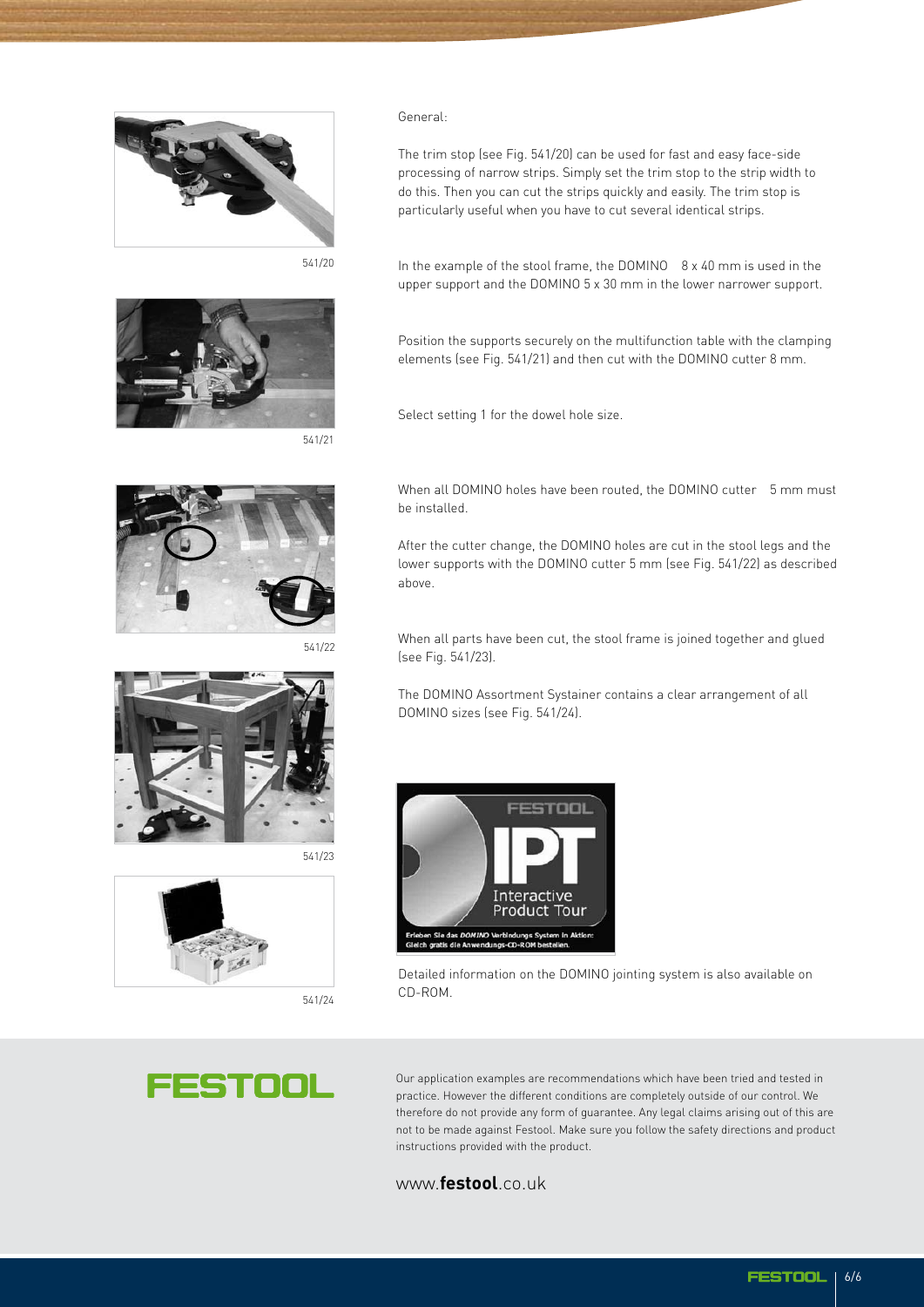541/20

541/21

541/22

541/23

541/24

General:

The trim stop (see Fig. 541/20) can be used for fast and easy face-side processing of narrow strips. Simply set the trim stop to the strip width to do this. Then you can cut the strips quickly and easily. The trim stop is particularly useful when you have to cut several identical strips.

In the example of the stool frame, the DOMINO 8 x 40 mm is used in the upper support and the DOMINO 5 x 30 mm in the lower narrower support.

Position the supports securely on the multifunction table with the clamping elements (see Fig. 541/21) and then cut with the DOMINO cutter 8 mm.

Select setting 1 for the dowel hole size.

When all DOMINO holes have been routed, the DOMINO cutter 5 mm must be installed.

After the cutter change, the DOMINO holes are cut in the stool legs and the lower supports with the DOMINO cutter 5 mm (see Fig. 541/22) as described above.

When all parts have been cut, the stool frame is joined together and glued (see Fig. 541/23).

The DOMINO Assortment Systainer contains a clear arrangement of all DOMINO sizes (see Fig. 541/24).

FESTOOL

IPT

Interactive Product Tour

Erleben Sie das *DOMINO* Verbindungs System in Aktion: Gleich gratis die Anwendungs-CD-ROM bestellen.

Detailed information on the DOMINO jointing system is also available on CD-ROM.

FESTOOL

Our application examples are recommendations which have been tried and tested in practice. However the different conditions are completely outside of our control. We therefore do not provide any form of guarantee. Any legal claims arising out of this are not to be made against Festool. Make sure you follow the safety directions and product instructions provided with the product.

www.**festool**.co.uk